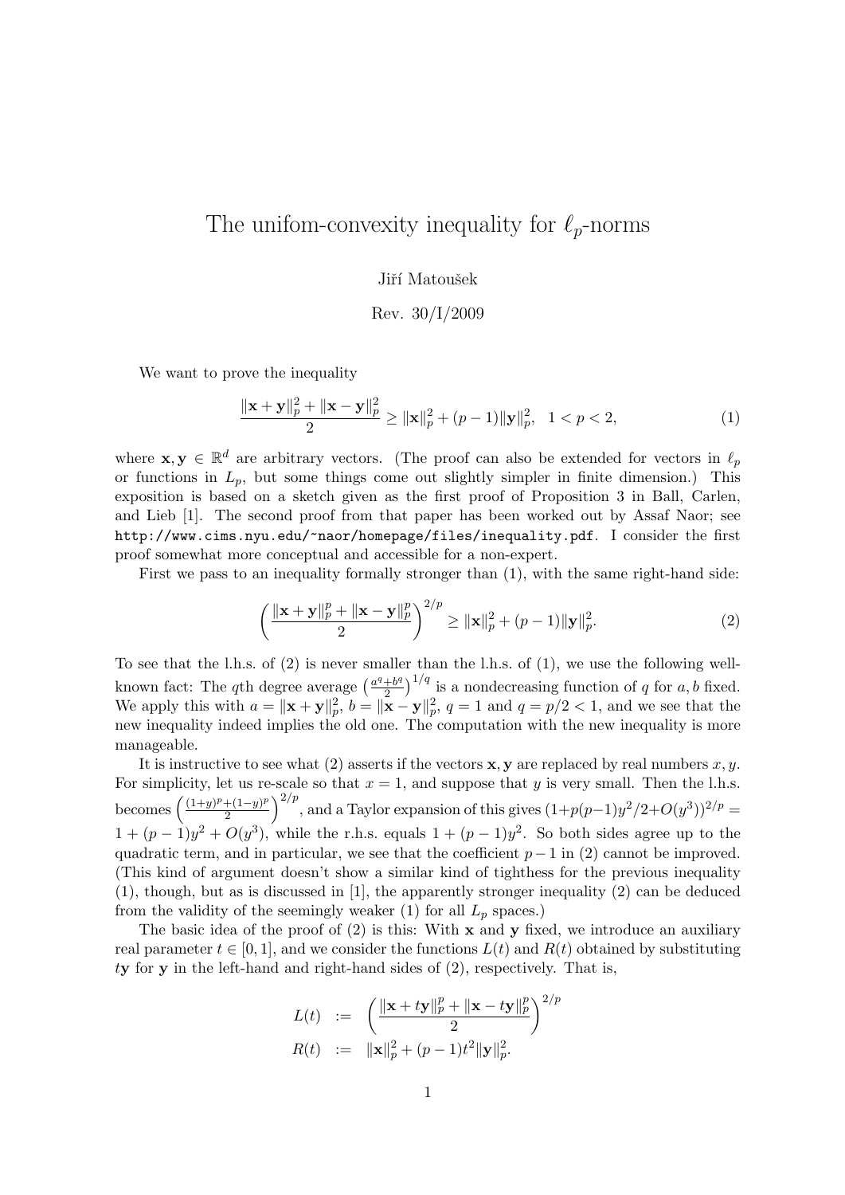# The unifom-convexity inequality for $\ell_p$-norms

Jiří Matoušek

Rev. 30/I/2009

We want to prove the inequality

$$\frac{\|\mathbf{x}+\mathbf{y}\|_p^2+\|\mathbf{x}-\mathbf{y}\|_p^2}{2} \geq \|\mathbf{x}\|_p^2 + (p-1)\|\mathbf{y}\|_p^2, \quad 1<p<2, \tag{1}$$

where $\mathbf{x}, \mathbf{y} \in \mathbb{R}^d$ are arbitrary vectors. (The proof can also be extended for vectors in $\ell_p$ or functions in $L_p$, but some things come out slightly simpler in finite dimension.) This exposition is based on a sketch given as the first proof of Proposition 3 in Ball, Carlen, and Lieb [1]. The second proof from that paper has been worked out by Assaf Naor; see `http://www.cims.nyu.edu/~naor/homepage/files/inequality.pdf`. I consider the first proof somewhat more conceptual and accessible for a non-expert.

First we pass to an inequality formally stronger than (1), with the same right-hand side:

$$\left(\frac{\|\mathbf{x}+\mathbf{y}\|_p^p+\|\mathbf{x}-\mathbf{y}\|_p^p}{2}\right)^{2/p} \geq \|\mathbf{x}\|_p^2 + (p-1)\|\mathbf{y}\|_p^2. \tag{2}$$

To see that the l.h.s. of (2) is never smaller than the l.h.s. of (1), we use the following well-known fact: The $q$th degree average $\left(\frac{a^q+b^q}{2}\right)^{1/q}$ is a nondecreasing function of $q$ for $a, b$ fixed. We apply this with $a = \|\mathbf{x}+\mathbf{y}\|_p^2$, $b = \|\mathbf{x}-\mathbf{y}\|_p^2$, $q = 1$ and $q = p/2 < 1$, and we see that the new inequality indeed implies the old one. The computation with the new inequality is more manageable.

It is instructive to see what (2) asserts if the vectors $\mathbf{x}, \mathbf{y}$ are replaced by real numbers $x, y$. For simplicity, let us re-scale so that $x = 1$, and suppose that $y$ is very small. Then the l.h.s. becomes $\left(\frac{(1+y)^p+(1-y)^p}{2}\right)^{2/p}$, and a Taylor expansion of this gives $(1+p(p-1)y^2/2+O(y^3))^{2/p} = 1 + (p-1)y^2 + O(y^3)$, while the r.h.s. equals $1 + (p-1)y^2$. So both sides agree up to the quadratic term, and in particular, we see that the coefficient $p-1$ in (2) cannot be improved. (This kind of argument doesn't show a similar kind of tighthess for the previous inequality (1), though, but as is discussed in [1], the apparently stronger inequality (2) can be deduced from the validity of the seemingly weaker (1) for all $L_p$ spaces.)

The basic idea of the proof of (2) is this: With $\mathbf{x}$ and $\mathbf{y}$ fixed, we introduce an auxiliary real parameter $t \in [0, 1]$, and we consider the functions $L(t)$ and $R(t)$ obtained by substituting $t\mathbf{y}$ for $\mathbf{y}$ in the left-hand and right-hand sides of (2), respectively. That is,

$$\begin{aligned} L(t) &:= \left(\frac{\|\mathbf{x}+t\mathbf{y}\|_p^p+\|\mathbf{x}-t\mathbf{y}\|_p^p}{2}\right)^{2/p} \\ R(t) &:= \|\mathbf{x}\|_p^2 + (p-1)t^2\|\mathbf{y}\|_p^2. \end{aligned}$$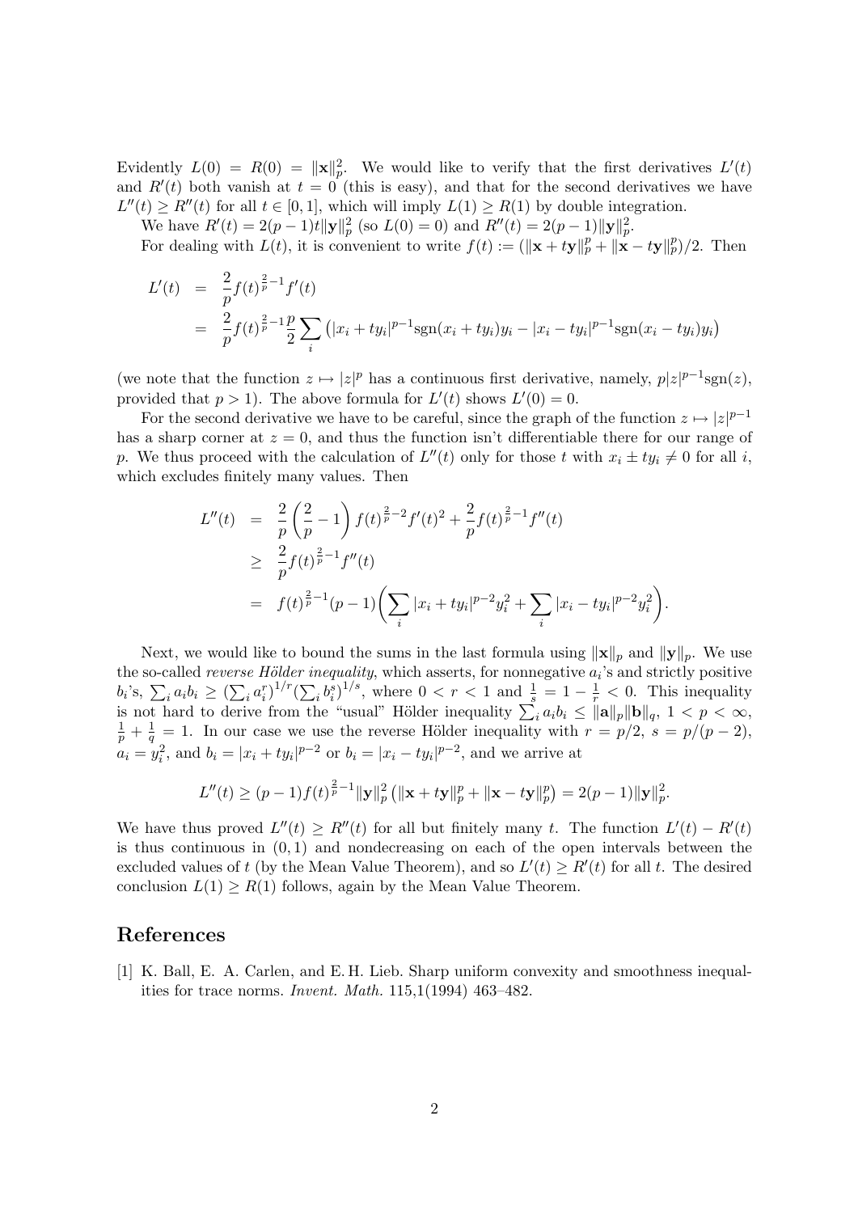Evidently $L(0) = R(0) = \|\mathbf{x}\|_p^2$. We would like to verify that the first derivatives $L'(t)$ and $R'(t)$ both vanish at $t = 0$ (this is easy), and that for the second derivatives we have $L''(t) \geq R''(t)$ for all $t \in [0,1]$, which will imply $L(1) \geq R(1)$ by double integration.

We have $R'(t) = 2(p-1)t\|\mathbf{y}\|_p^2$ (so $L(0) = 0$) and $R''(t) = 2(p-1)\|\mathbf{y}\|_p^2$.

For dealing with $L(t)$, it is convenient to write $f(t) := (\|\mathbf{x}+t\mathbf{y}\|_p^p + \|\mathbf{x}-t\mathbf{y}\|_p^p)/2$. Then

$$
\begin{aligned}
L'(t) &= \frac{2}{p} f(t)^{\frac{2}{p}-1} f'(t) \\
&= \frac{2}{p} f(t)^{\frac{2}{p}-1} \frac{p}{2} \sum_i \left( |x_i + ty_i|^{p-1} \mathrm{sgn}(x_i + ty_i) y_i - |x_i - ty_i|^{p-1} \mathrm{sgn}(x_i - ty_i) y_i \right)
\end{aligned}
$$

(we note that the function $z \mapsto |z|^p$ has a continuous first derivative, namely, $p|z|^{p-1}\mathrm{sgn}(z)$, provided that $p > 1$). The above formula for $L'(t)$ shows $L'(0) = 0$.

For the second derivative we have to be careful, since the graph of the function $z \mapsto |z|^{p-1}$ has a sharp corner at $z = 0$, and thus the function isn't differentiable there for our range of $p$. We thus proceed with the calculation of $L''(t)$ only for those $t$ with $x_i \pm ty_i \neq 0$ for all $i$, which excludes finitely many values. Then

$$
\begin{aligned}
L''(t) &= \frac{2}{p}\left(\frac{2}{p} - 1\right) f(t)^{\frac{2}{p}-2} f'(t)^2 + \frac{2}{p} f(t)^{\frac{2}{p}-1} f''(t) \\
&\geq \frac{2}{p} f(t)^{\frac{2}{p}-1} f''(t) \\
&= f(t)^{\frac{2}{p}-1} (p-1) \left( \sum_i |x_i + ty_i|^{p-2} y_i^2 + \sum_i |x_i - ty_i|^{p-2} y_i^2 \right).
\end{aligned}
$$

Next, we would like to bound the sums in the last formula using $\|\mathbf{x}\|_p$ and $\|\mathbf{y}\|_p$. We use the so-called *reverse Hölder inequality*, which asserts, for nonnegative $a_i$'s and strictly positive $b_i$'s, $\sum_i a_i b_i \geq (\sum_i a_i^r)^{1/r} (\sum_i b_i^s)^{1/s}$, where $0 < r < 1$ and $\frac{1}{s} = 1 - \frac{1}{r} < 0$. This inequality is not hard to derive from the "usual" Hölder inequality $\sum_i a_i b_i \leq \|\mathbf{a}\|_p \|\mathbf{b}\|_q$, $1 < p < \infty$, $\frac{1}{p} + \frac{1}{q} = 1$. In our case we use the reverse Hölder inequality with $r = p/2$, $s = p/(p-2)$, $a_i = y_i^2$, and $b_i = |x_i + ty_i|^{p-2}$ or $b_i = |x_i - ty_i|^{p-2}$, and we arrive at

$$
L''(t) \geq (p-1) f(t)^{\frac{2}{p}-1} \|\mathbf{y}\|_p^2 \left( \|\mathbf{x}+t\mathbf{y}\|_p^p + \|\mathbf{x}-t\mathbf{y}\|_p^p \right) = 2(p-1)\|\mathbf{y}\|_p^2.
$$

We have thus proved $L''(t) \geq R''(t)$ for all but finitely many $t$. The function $L'(t) - R'(t)$ is thus continuous in $(0,1)$ and nondecreasing on each of the open intervals between the excluded values of $t$ (by the Mean Value Theorem), and so $L'(t) \geq R'(t)$ for all $t$. The desired conclusion $L(1) \geq R(1)$ follows, again by the Mean Value Theorem.

## References

[1] K. Ball, E. A. Carlen, and E. H. Lieb. Sharp uniform convexity and smoothness inequalities for trace norms. *Invent. Math.* 115,1(1994) 463–482.